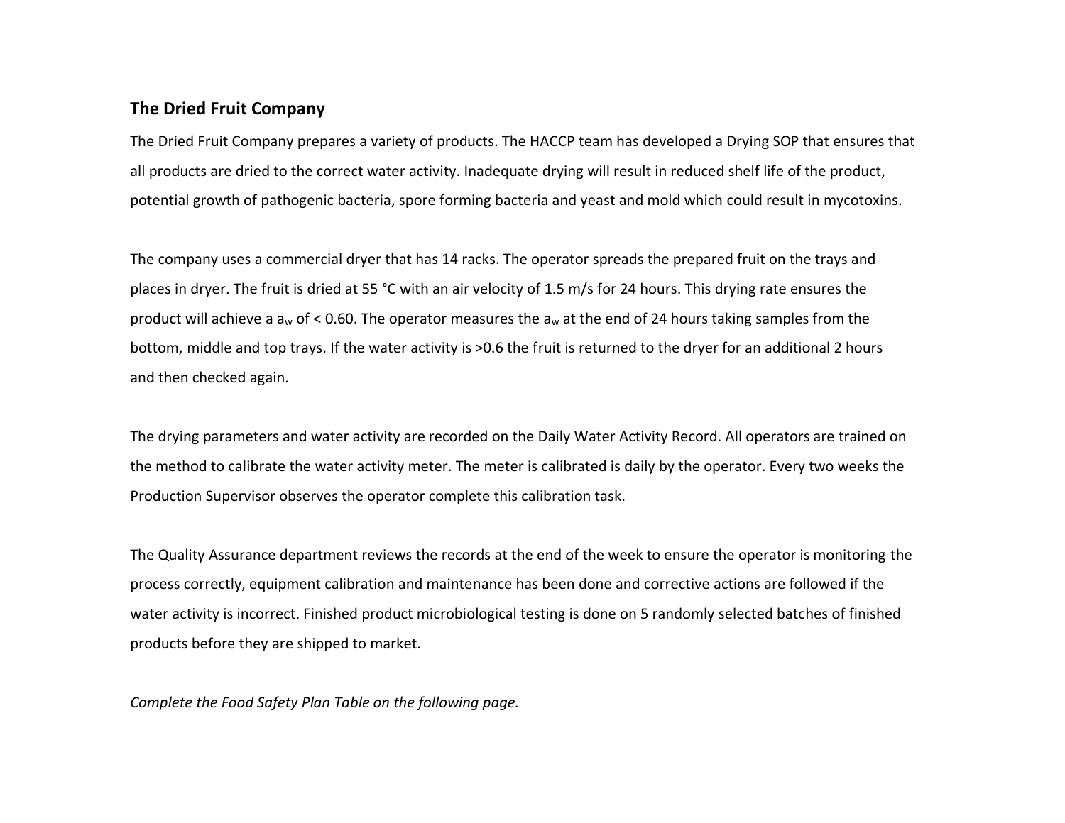## The Dried Fruit Company

The Dried Fruit Company prepares a variety of products. The HACCP team has developed a Drying SOP that ensures that all products are dried to the correct water activity. Inadequate drying will result in reduced shelf life of the product, potential growth of pathogenic bacteria, spore forming bacteria and yeast and mold which could result in mycotoxins.

The company uses a commercial dryer that has 14 racks. The operator spreads the prepared fruit on the trays and places in dryer. The fruit is dried at 55 °C with an air velocity of 1.5 m/s for 24 hours. This drying rate ensures the product will achieve a $a_w$ of $\leq$ 0.60. The operator measures the $a_w$ at the end of 24 hours taking samples from the bottom, middle and top trays. If the water activity is >0.6 the fruit is returned to the dryer for an additional 2 hours and then checked again.

The drying parameters and water activity are recorded on the Daily Water Activity Record. All operators are trained on the method to calibrate the water activity meter. The meter is calibrated is daily by the operator. Every two weeks the Production Supervisor observes the operator complete this calibration task.

The Quality Assurance department reviews the records at the end of the week to ensure the operator is monitoring the process correctly, equipment calibration and maintenance has been done and corrective actions are followed if the water activity is incorrect. Finished product microbiological testing is done on 5 randomly selected batches of finished products before they are shipped to market.

*Complete the Food Safety Plan Table on the following page.*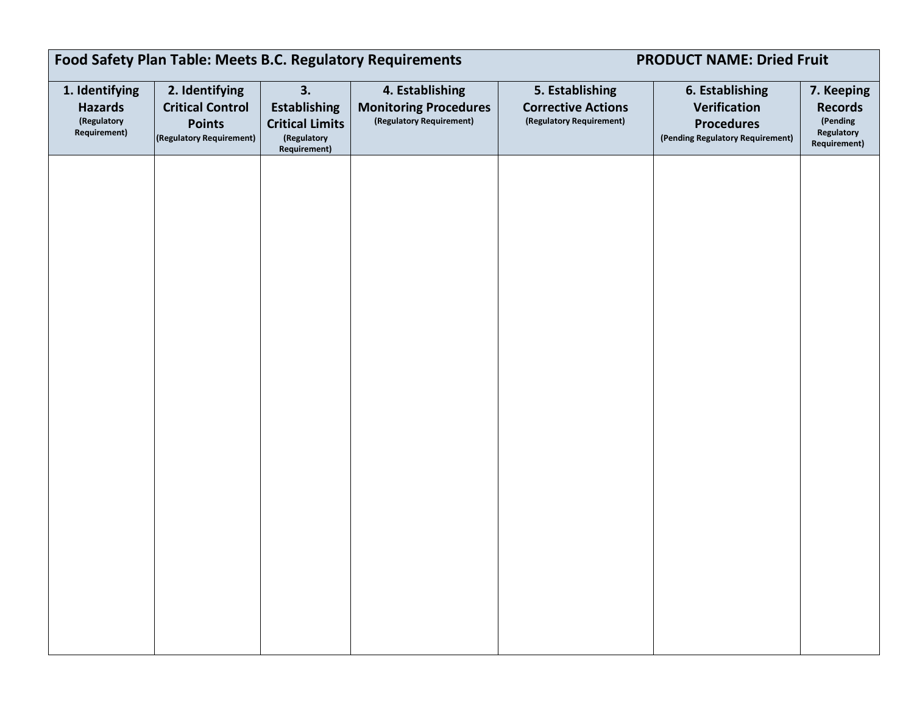| Food Safety Plan Table: Meets B.C. Regulatory Requirements | | | | PRODUCT NAME: Dried Fruit | | |
|---|---|---|---|---|---|---|
| **1. Identifying Hazards** (Regulatory Requirement) | **2. Identifying Critical Control Points** (Regulatory Requirement) | **3. Establishing Critical Limits** (Regulatory Requirement) | **4. Establishing Monitoring Procedures** (Regulatory Requirement) | **5. Establishing Corrective Actions** (Regulatory Requirement) | **6. Establishing Verification Procedures** (Pending Regulatory Requirement) | **7. Keeping Records** (Pending Regulatory Requirement) |
| | | | | | | |